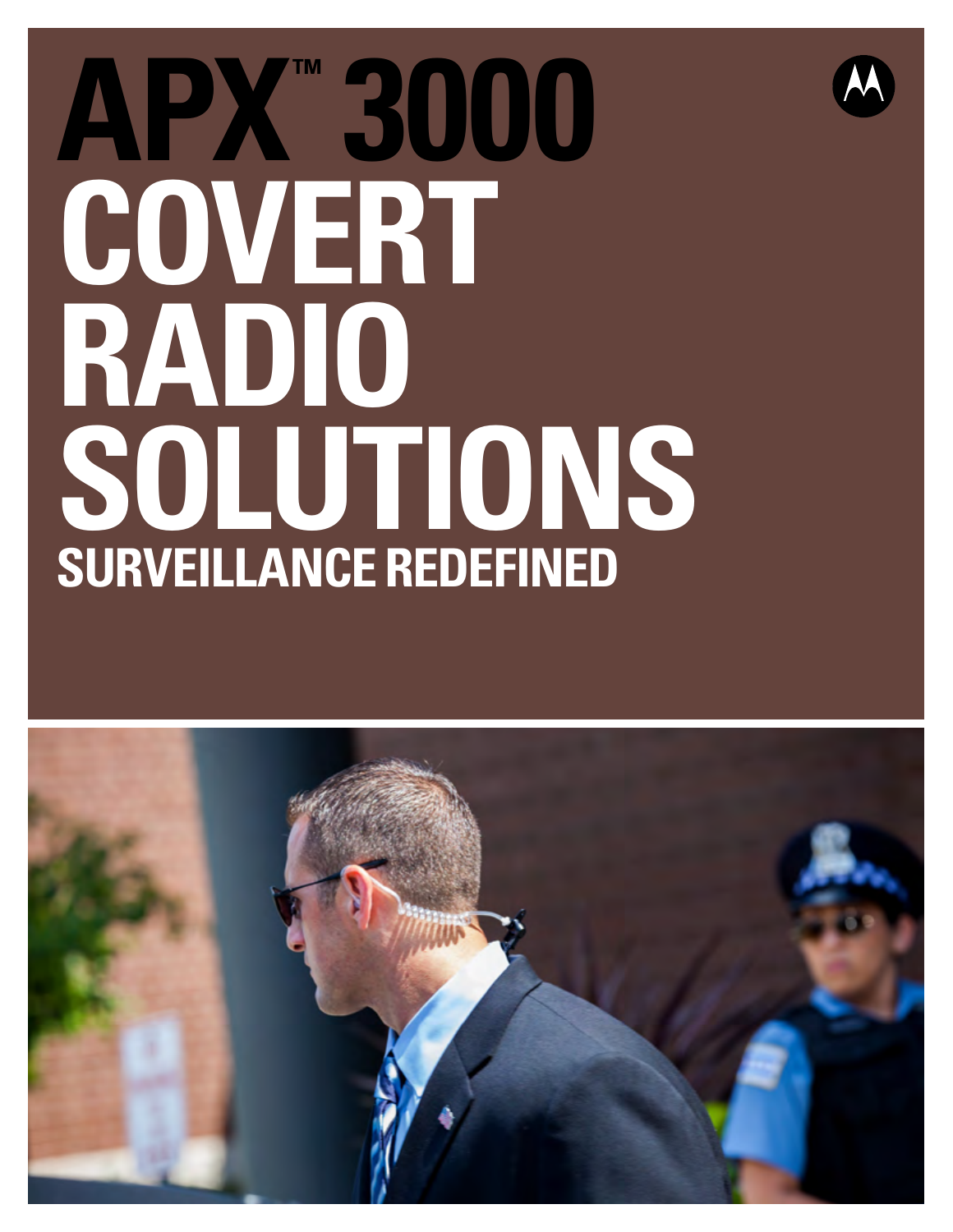# APX™ 3000 COVERT RADIO SOLUTIONS

## SURVEILLANCE REDEFINED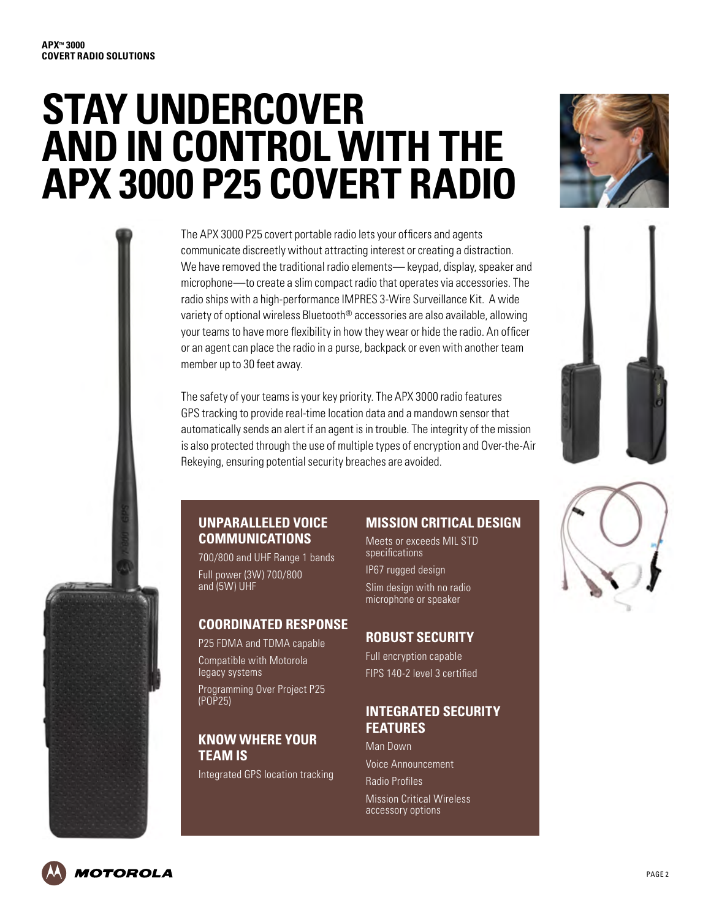# STAY UNDERCOVER AND IN CONTROL WITH THE APX 3000 P25 COVERT RADIO

The APX 3000 P25 covert portable radio lets your officers and agents communicate discreetly without attracting interest or creating a distraction. We have removed the traditional radio elements— keypad, display, speaker and microphone—to create a slim compact radio that operates via accessories. The radio ships with a high-performance IMPRES 3-Wire Surveillance Kit. A wide variety of optional wireless Bluetooth® accessories are also available, allowing your teams to have more flexibility in how they wear or hide the radio. An officer or an agent can place the radio in a purse, backpack or even with another team member up to 30 feet away.

The safety of your teams is your key priority. The APX 3000 radio features GPS tracking to provide real-time location data and a mandown sensor that automatically sends an alert if an agent is in trouble. The integrity of the mission is also protected through the use of multiple types of encryption and Over-the-Air Rekeying, ensuring potential security breaches are avoided.

## UNPARALLELED VOICE COMMUNICATIONS

700/800 and UHF Range 1 bands

Full power (3W) 700/800 and (5W) UHF

## COORDINATED RESPONSE

P25 FDMA and TDMA capable

Compatible with Motorola legacy systems

Programming Over Project P25 (POP25)

## KNOW WHERE YOUR TEAM IS

Integrated GPS location tracking

## MISSION CRITICAL DESIGN

Meets or exceeds MIL STD specifications

IP67 rugged design

Slim design with no radio microphone or speaker

## ROBUST SECURITY

Full encryption capable

FIPS 140-2 level 3 certified

## INTEGRATED SECURITY FEATURES

Man Down

Voice Announcement

Radio Profiles

Mission Critical Wireless accessory options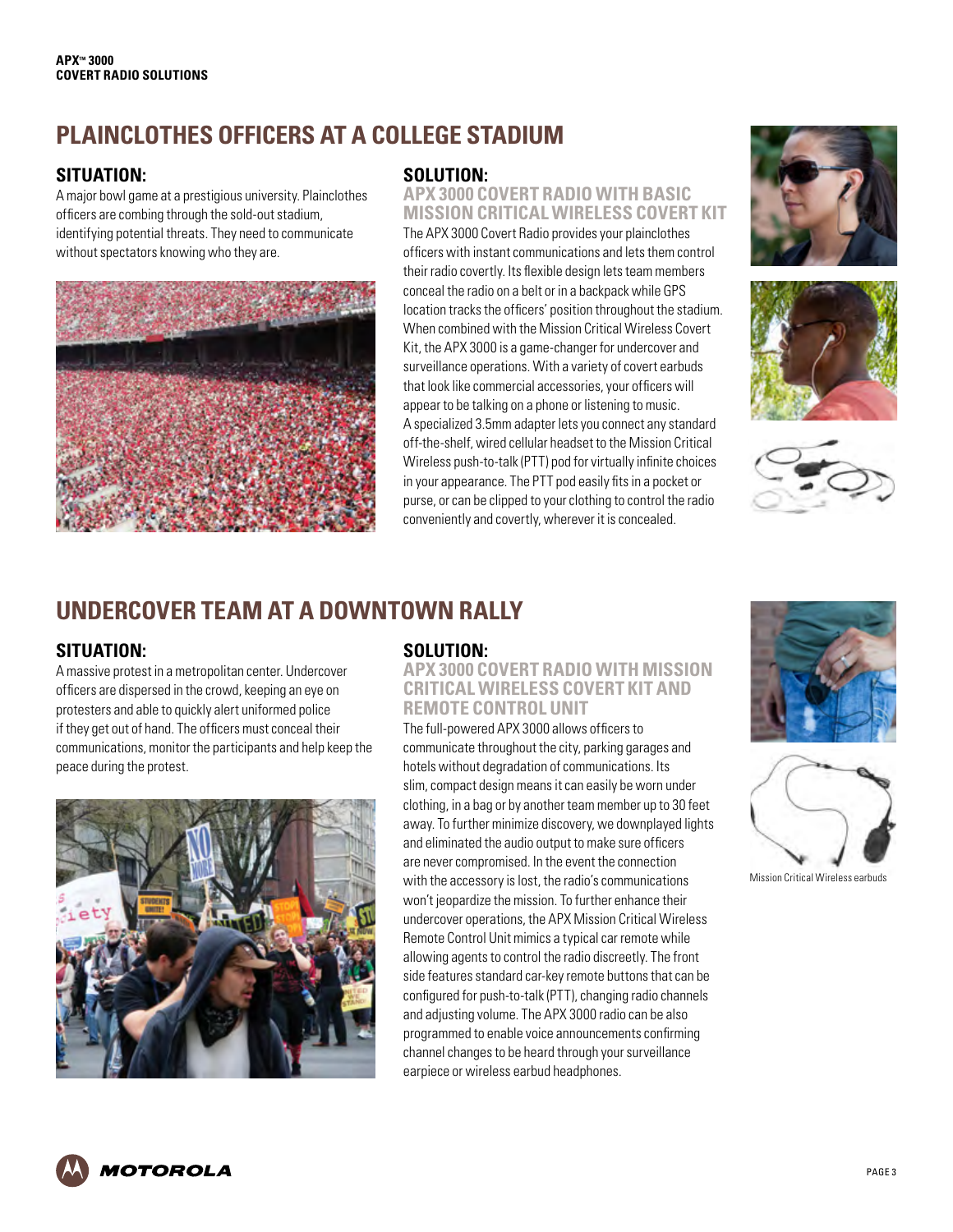## PLAINCLOTHES OFFICERS AT A COLLEGE STADIUM

### SITUATION:

A major bowl game at a prestigious university. Plainclothes officers are combing through the sold-out stadium, identifying potential threats. They need to communicate without spectators knowing who they are.

### SOLUTION:

#### APX 3000 COVERT RADIO WITH BASIC MISSION CRITICAL WIRELESS COVERT KIT

The APX 3000 Covert Radio provides your plainclothes officers with instant communications and lets them control their radio covertly. Its flexible design lets team members conceal the radio on a belt or in a backpack while GPS location tracks the officers' position throughout the stadium. When combined with the Mission Critical Wireless Covert Kit, the APX 3000 is a game-changer for undercover and surveillance operations. With a variety of covert earbuds that look like commercial accessories, your officers will appear to be talking on a phone or listening to music. A specialized 3.5mm adapter lets you connect any standard off-the-shelf, wired cellular headset to the Mission Critical Wireless push-to-talk (PTT) pod for virtually infinite choices in your appearance. The PTT pod easily fits in a pocket or purse, or can be clipped to your clothing to control the radio conveniently and covertly, wherever it is concealed.

## UNDERCOVER TEAM AT A DOWNTOWN RALLY

### SITUATION:

A massive protest in a metropolitan center. Undercover officers are dispersed in the crowd, keeping an eye on protesters and able to quickly alert uniformed police if they get out of hand. The officers must conceal their communications, monitor the participants and help keep the peace during the protest.

### SOLUTION:

#### APX 3000 COVERT RADIO WITH MISSION CRITICAL WIRELESS COVERT KIT AND REMOTE CONTROL UNIT

The full-powered APX 3000 allows officers to communicate throughout the city, parking garages and hotels without degradation of communications. Its slim, compact design means it can easily be worn under clothing, in a bag or by another team member up to 30 feet away. To further minimize discovery, we downplayed lights and eliminated the audio output to make sure officers are never compromised. In the event the connection with the accessory is lost, the radio's communications won't jeopardize the mission. To further enhance their undercover operations, the APX Mission Critical Wireless Remote Control Unit mimics a typical car remote while allowing agents to control the radio discreetly. The front side features standard car-key remote buttons that can be configured for push-to-talk (PTT), changing radio channels and adjusting volume. The APX 3000 radio can be also programmed to enable voice announcements confirming channel changes to be heard through your surveillance earpiece or wireless earbud headphones.

Mission Critical Wireless earbuds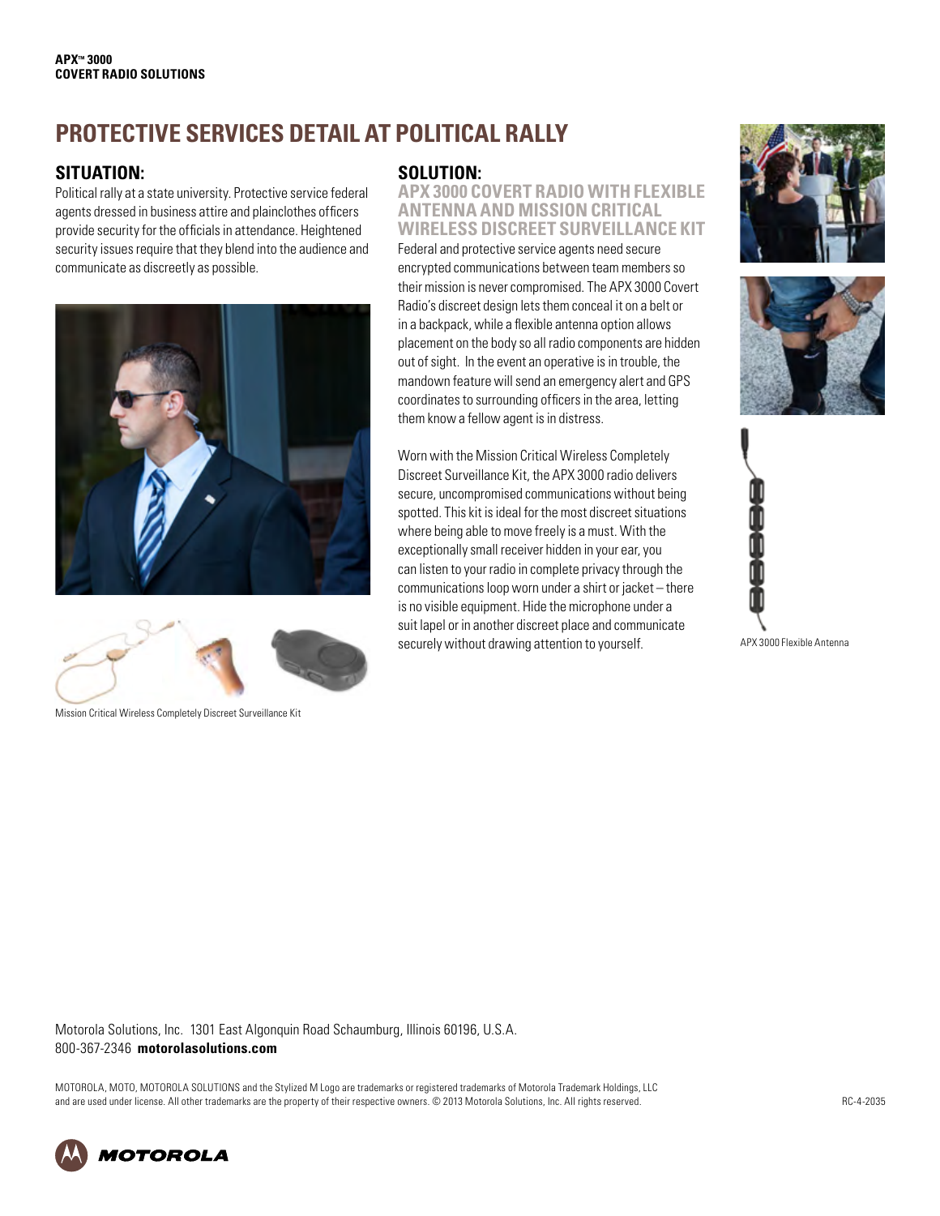# PROTECTIVE SERVICES DETAIL AT POLITICAL RALLY

## SITUATION:

Political rally at a state university. Protective service federal agents dressed in business attire and plainclothes officers provide security for the officials in attendance. Heightened security issues require that they blend into the audience and communicate as discreetly as possible.

Mission Critical Wireless Completely Discreet Surveillance Kit

## SOLUTION:

### APX 3000 COVERT RADIO WITH FLEXIBLE ANTENNA AND MISSION CRITICAL WIRELESS DISCREET SURVEILLANCE KIT

Federal and protective service agents need secure encrypted communications between team members so their mission is never compromised. The APX 3000 Covert Radio's discreet design lets them conceal it on a belt or in a backpack, while a flexible antenna option allows placement on the body so all radio components are hidden out of sight. In the event an operative is in trouble, the mandown feature will send an emergency alert and GPS coordinates to surrounding officers in the area, letting them know a fellow agent is in distress.

Worn with the Mission Critical Wireless Completely Discreet Surveillance Kit, the APX 3000 radio delivers secure, uncompromised communications without being spotted. This kit is ideal for the most discreet situations where being able to move freely is a must. With the exceptionally small receiver hidden in your ear, you can listen to your radio in complete privacy through the communications loop worn under a shirt or jacket – there is no visible equipment. Hide the microphone under a suit lapel or in another discreet place and communicate securely without drawing attention to yourself.

APX 3000 Flexible Antenna

Motorola Solutions, Inc. 1301 East Algonquin Road Schaumburg, Illinois 60196, U.S.A.
800-367-2346 **motorolasolutions.com**

MOTOROLA, MOTO, MOTOROLA SOLUTIONS and the Stylized M Logo are trademarks or registered trademarks of Motorola Trademark Holdings, LLC and are used under license. All other trademarks are the property of their respective owners. © 2013 Motorola Solutions, Inc. All rights reserved.

RC-4-2035